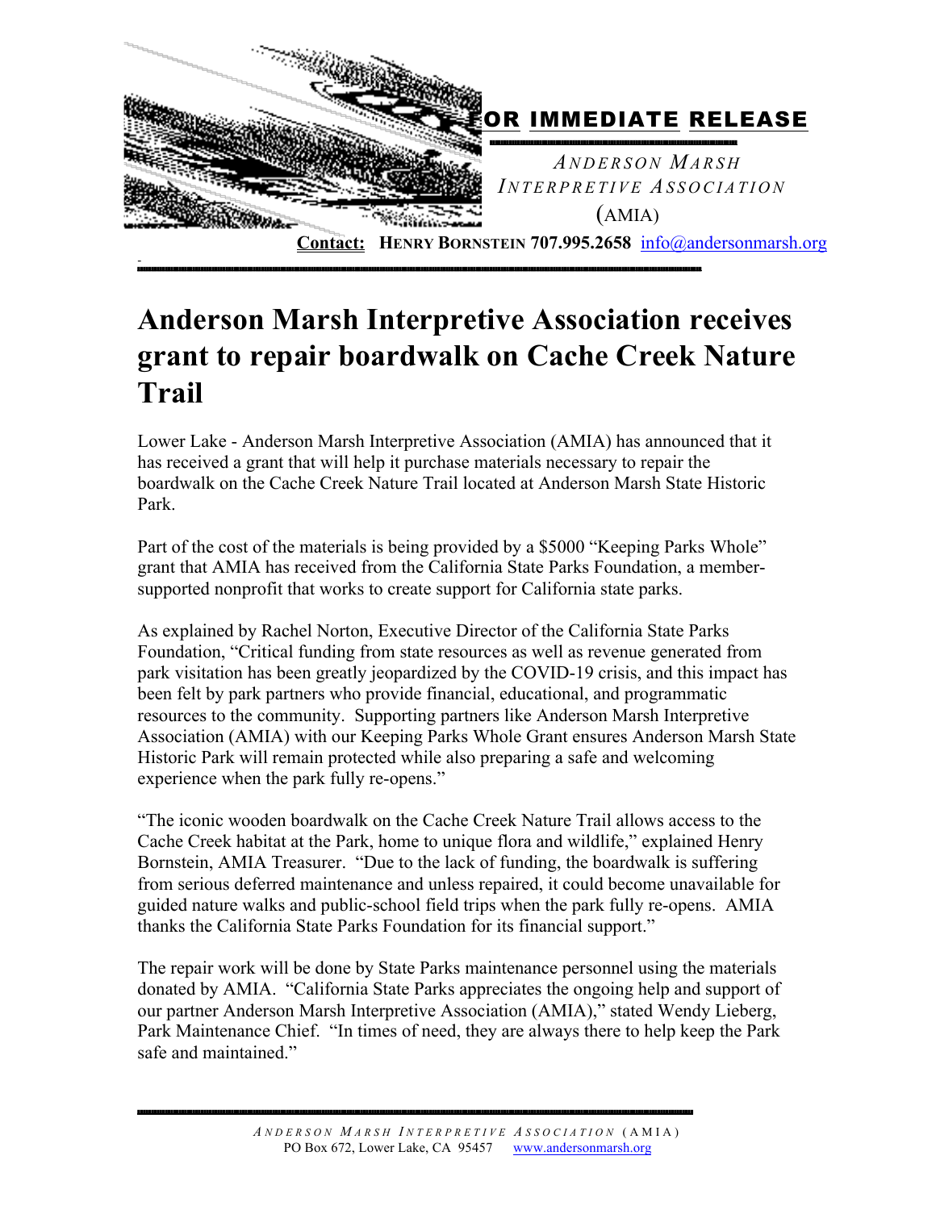**FOR IMMEDIATE RELEASE**

*ANDERSON MARSH INTERPRETIVE ASSOCIATION*
(AMIA)

**Contact:** **HENRY BORNSTEIN 707.995.2658** info@andersonmarsh.org

# Anderson Marsh Interpretive Association receives grant to repair boardwalk on Cache Creek Nature Trail

Lower Lake - Anderson Marsh Interpretive Association (AMIA) has announced that it has received a grant that will help it purchase materials necessary to repair the boardwalk on the Cache Creek Nature Trail located at Anderson Marsh State Historic Park.

Part of the cost of the materials is being provided by a $5000 "Keeping Parks Whole" grant that AMIA has received from the California State Parks Foundation, a member-supported nonprofit that works to create support for California state parks.

As explained by Rachel Norton, Executive Director of the California State Parks Foundation, "Critical funding from state resources as well as revenue generated from park visitation has been greatly jeopardized by the COVID-19 crisis, and this impact has been felt by park partners who provide financial, educational, and programmatic resources to the community. Supporting partners like Anderson Marsh Interpretive Association (AMIA) with our Keeping Parks Whole Grant ensures Anderson Marsh State Historic Park will remain protected while also preparing a safe and welcoming experience when the park fully re-opens."

"The iconic wooden boardwalk on the Cache Creek Nature Trail allows access to the Cache Creek habitat at the Park, home to unique flora and wildlife," explained Henry Bornstein, AMIA Treasurer. "Due to the lack of funding, the boardwalk is suffering from serious deferred maintenance and unless repaired, it could become unavailable for guided nature walks and public-school field trips when the park fully re-opens. AMIA thanks the California State Parks Foundation for its financial support."

The repair work will be done by State Parks maintenance personnel using the materials donated by AMIA. "California State Parks appreciates the ongoing help and support of our partner Anderson Marsh Interpretive Association (AMIA)," stated Wendy Lieberg, Park Maintenance Chief. "In times of need, they are always there to help keep the Park safe and maintained."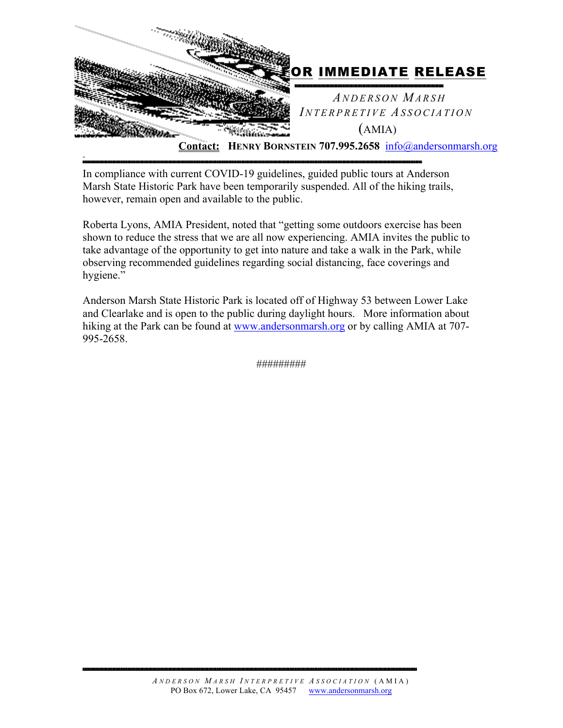# FOR IMMEDIATE RELEASE

*ANDERSON MARSH INTERPRETIVE ASSOCIATION*

(AMIA)

**Contact:** **HENRY BORNSTEIN 707.995.2658** info@andersonmarsh.org

In compliance with current COVID-19 guidelines, guided public tours at Anderson Marsh State Historic Park have been temporarily suspended. All of the hiking trails, however, remain open and available to the public.

Roberta Lyons, AMIA President, noted that "getting some outdoors exercise has been shown to reduce the stress that we are all now experiencing. AMIA invites the public to take advantage of the opportunity to get into nature and take a walk in the Park, while observing recommended guidelines regarding social distancing, face coverings and hygiene."

Anderson Marsh State Historic Park is located off of Highway 53 between Lower Lake and Clearlake and is open to the public during daylight hours. More information about hiking at the Park can be found at www.andersonmarsh.org or by calling AMIA at 707-995-2658.

#########

*ANDERSON MARSH INTERPRETIVE ASSOCIATION* (AMIA)
PO Box 672, Lower Lake, CA 95457 www.andersonmarsh.org